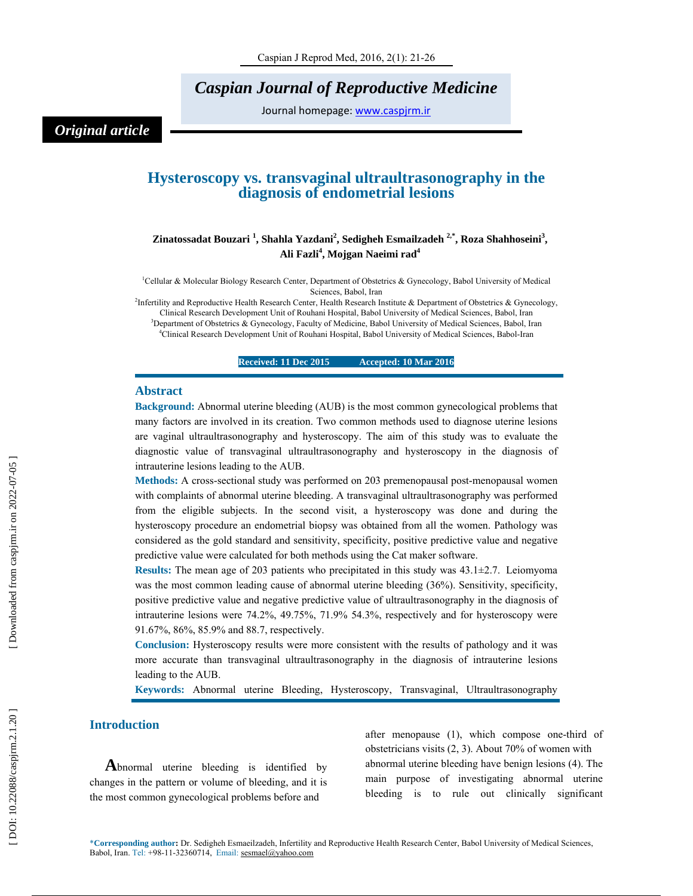*Caspian Journal of Reproductive Medicine*

Journal homepage: www.caspjrm.ir

*Original article*

# Hysteroscopy vs. transvaginal ultraultrasonography in the diagnosis of endometrial lesions

**Zinatossadat Bouzari [1], Shahla Yazdani[2], Sedigheh Esmailzadeh [2,*], Roza Shahhoseini[3], Ali Fazli[4], Mojgan Naeimi rad[4]**

[1]Cellular & Molecular Biology Research Center, Department of Obstetrics & Gynecology, Babol University of Medical Sciences, Babol, Iran

[2]Infertility and Reproductive Health Research Center, Health Research Institute & Department of Obstetrics & Gynecology, Clinical Research Development Unit of Rouhani Hospital, Babol University of Medical Sciences, Babol, Iran

[3]Department of Obstetrics & Gynecology, Faculty of Medicine, Babol University of Medical Sciences, Babol, Iran

[4]Clinical Research Development Unit of Rouhani Hospital, Babol University of Medical Sciences, Babol-Iran

**Received: 11 Dec 2015 Accepted: 10 Mar 2016**

## Abstract

**Background:** Abnormal uterine bleeding (AUB) is the most common gynecological problems that many factors are involved in its creation. Two common methods used to diagnose uterine lesions are vaginal ultraultrasonography and hysteroscopy. The aim of this study was to evaluate the diagnostic value of transvaginal ultraultrasonography and hysteroscopy in the diagnosis of intrauterine lesions leading to the AUB.

**Methods:** A cross-sectional study was performed on 203 premenopausal post-menopausal women with complaints of abnormal uterine bleeding. A transvaginal ultraultrasonography was performed from the eligible subjects. In the second visit, a hysteroscopy was done and during the hysteroscopy procedure an endometrial biopsy was obtained from all the women. Pathology was considered as the gold standard and sensitivity, specificity, positive predictive value and negative predictive value were calculated for both methods using the Cat maker software.

**Results:** The mean age of 203 patients who precipitated in this study was 43.1±2.7. Leiomyoma was the most common leading cause of abnormal uterine bleeding (36%). Sensitivity, specificity, positive predictive value and negative predictive value of ultraultrasonography in the diagnosis of intrauterine lesions were 74.2%, 49.75%, 71.9% 54.3%, respectively and for hysteroscopy were 91.67%, 86%, 85.9% and 88.7, respectively.

**Conclusion:** Hysteroscopy results were more consistent with the results of pathology and it was more accurate than transvaginal ultraultrasonography in the diagnosis of intrauterine lesions leading to the AUB.

**Keywords:** Abnormal uterine Bleeding, Hysteroscopy, Transvaginal, Ultraultrasonography

## Introduction

Abnormal uterine bleeding is identified by changes in the pattern or volume of bleeding, and it is the most common gynecological problems before and after menopause (1), which compose one-third of obstetricians visits (2, 3). About 70% of women with abnormal uterine bleeding have benign lesions (4). The main purpose of investigating abnormal uterine bleeding is to rule out clinically significant

*Corresponding author: Dr. Sedigheh Esmaeilzadeh, Infertility and Reproductive Health Research Center, Babol University of Medical Sciences, Babol, Iran. Tel: +98-11-32360714, Email: sesmael@yahoo.com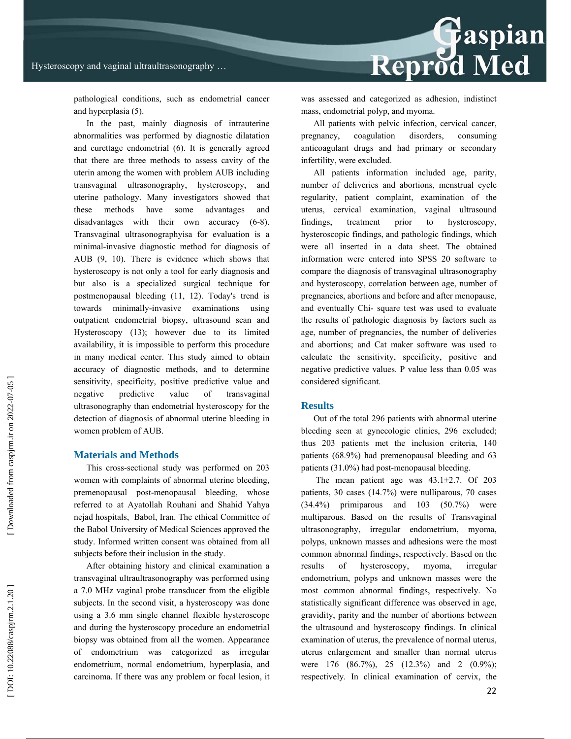pathological conditions, such as endometrial cancer and hyperplasia (5).

In the past, mainly diagnosis of intrauterine abnormalities was performed by diagnostic dilatation and curettage endometrial (6). It is generally agreed that there are three methods to assess cavity of the uterin among the women with problem AUB including transvaginal ultrasonography, hysteroscopy, and uterine pathology. Many investigators showed that these methods have some advantages and disadvantages with their own accuracy (6-8). Transvaginal ultrasonographyisa for evaluation is a minimal-invasive diagnostic method for diagnosis of AUB (9, 10). There is evidence which shows that hysteroscopy is not only a tool for early diagnosis and but also is a specialized surgical technique for postmenopausal bleeding (11, 12). Today's trend is towards minimally-invasive examinations using outpatient endometrial biopsy, ultrasound scan and Hysteroscopy (13); however due to its limited availability, it is impossible to perform this procedure in many medical center. This study aimed to obtain accuracy of diagnostic methods, and to determine sensitivity, specificity, positive predictive value and negative predictive value of transvaginal ultrasonography than endometrial hysteroscopy for the detection of diagnosis of abnormal uterine bleeding in women problem of AUB.

## Materials and Methods

This cross-sectional study was performed on 203 women with complaints of abnormal uterine bleeding, premenopausal post-menopausal bleeding, whose referred to at Ayatollah Rouhani and Shahid Yahya nejad hospitals, Babol, Iran. The ethical Committee of the Babol University of Medical Sciences approved the study. Informed written consent was obtained from all subjects before their inclusion in the study.

After obtaining history and clinical examination a transvaginal ultraultrasonography was performed using a 7.0 MHz vaginal probe transducer from the eligible subjects. In the second visit, a hysteroscopy was done using a 3.6 mm single channel flexible hysteroscope and during the hysteroscopy procedure an endometrial biopsy was obtained from all the women. Appearance of endometrium was categorized as irregular endometrium, normal endometrium, hyperplasia, and carcinoma. If there was any problem or focal lesion, it was assessed and categorized as adhesion, indistinct mass, endometrial polyp, and myoma.

All patients with pelvic infection, cervical cancer, pregnancy, coagulation disorders, consuming anticoagulant drugs and had primary or secondary infertility, were excluded.

All patients information included age, parity, number of deliveries and abortions, menstrual cycle regularity, patient complaint, examination of the uterus, cervical examination, vaginal ultrasound findings, treatment prior to hysteroscopy, hysteroscopic findings, and pathologic findings, which were all inserted in a data sheet. The obtained information were entered into SPSS 20 software to compare the diagnosis of transvaginal ultrasonography and hysteroscopy, correlation between age, number of pregnancies, abortions and before and after menopause, and eventually Chi- square test was used to evaluate the results of pathologic diagnosis by factors such as age, number of pregnancies, the number of deliveries and abortions; and Cat maker software was used to calculate the sensitivity, specificity, positive and negative predictive values. P value less than 0.05 was considered significant.

## Results

Out of the total 296 patients with abnormal uterine bleeding seen at gynecologic clinics, 296 excluded; thus 203 patients met the inclusion criteria, 140 patients (68.9%) had premenopausal bleeding and 63 patients (31.0%) had post-menopausal bleeding.

The mean patient age was 43.1±2.7. Of 203 patients, 30 cases (14.7%) were nulliparous, 70 cases (34.4%) primiparous and 103 (50.7%) were multiparous. Based on the results of Transvaginal ultrasonography, irregular endometrium, myoma, polyps, unknown masses and adhesions were the most common abnormal findings, respectively. Based on the results of hysteroscopy, myoma, irregular endometrium, polyps and unknown masses were the most common abnormal findings, respectively. No statistically significant difference was observed in age, gravidity, parity and the number of abortions between the ultrasound and hysteroscopy findings. In clinical examination of uterus, the prevalence of normal uterus, uterus enlargement and smaller than normal uterus were 176 (86.7%), 25 (12.3%) and 2 (0.9%); respectively. In clinical examination of cervix, the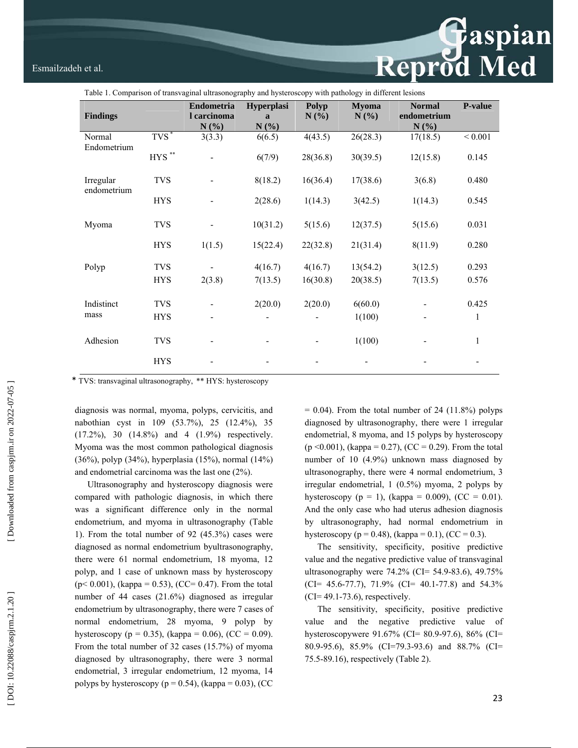Table 1. Comparison of transvaginal ultrasonography and hysteroscopy with pathology in different lesions

| Findings | | Endometrial carcinoma N (%) | Hyperplasia N (%) | Polyp N (%) | Myoma N (%) | Normal endometrium N (%) | P-value |
|---|---|---|---|---|---|---|---|
| Normal Endometrium | TVS * | 3(3.3) | 6(6.5) | 4(43.5) | 26(28.3) | 17(18.5) | < 0.001 |
| | HYS ** | - | 6(7/9) | 28(36.8) | 30(39.5) | 12(15.8) | 0.145 |
| Irregular endometrium | TVS | - | 8(18.2) | 16(36.4) | 17(38.6) | 3(6.8) | 0.480 |
| | HYS | - | 2(28.6) | 1(14.3) | 3(42.5) | 1(14.3) | 0.545 |
| Myoma | TVS | - | 10(31.2) | 5(15.6) | 12(37.5) | 5(15.6) | 0.031 |
| | HYS | 1(1.5) | 15(22.4) | 22(32.8) | 21(31.4) | 8(11.9) | 0.280 |
| Polyp | TVS | - | 4(16.7) | 4(16.7) | 13(54.2) | 3(12.5) | 0.293 |
| | HYS | 2(3.8) | 7(13.5) | 16(30.8) | 20(38.5) | 7(13.5) | 0.576 |
| Indistinct mass | TVS | - | 2(20.0) | 2(20.0) | 6(60.0) | - | 0.425 |
| | HYS | - | - | - | 1(100) | - | 1 |
| Adhesion | TVS | - | - | - | 1(100) | - | 1 |
| | HYS | - | - | - | - | - | - |

* TVS: transvaginal ultrasonography, ** HYS: hysteroscopy

diagnosis was normal, myoma, polyps, cervicitis, and nabothian cyst in 109 (53.7%), 25 (12.4%), 35 (17.2%), 30 (14.8%) and 4 (1.9%) respectively. Myoma was the most common pathological diagnosis (36%), polyp (34%), hyperplasia (15%), normal (14%) and endometrial carcinoma was the last one (2%).

Ultrasonography and hysteroscopy diagnosis were compared with pathologic diagnosis, in which there was a significant difference only in the normal endometrium, and myoma in ultrasonography (Table 1). From the total number of 92 (45.3%) cases were diagnosed as normal endometrium byultrasonography, there were 61 normal endometrium, 18 myoma, 12 polyp, and 1 case of unknown mass by hysteroscopy ($p < 0.001$), (kappa = 0.53), (CC= 0.47). From the total number of 44 cases (21.6%) diagnosed as irregular endometrium by ultrasonography, there were 7 cases of normal endometrium, 28 myoma, 9 polyp by hysteroscopy ($p = 0.35$), (kappa = 0.06), (CC = 0.09). From the total number of 32 cases (15.7%) of myoma diagnosed by ultrasonography, there were 3 normal endometrial, 3 irregular endometrium, 12 myoma, 14 polyps by hysteroscopy ($p = 0.54$), (kappa = 0.03), (CC = 0.04). From the total number of 24 (11.8%) polyps diagnosed by ultrasonography, there were 1 irregular endometrial, 8 myoma, and 15 polyps by hysteroscopy ($p < 0.001$), (kappa = 0.27), (CC = 0.29). From the total number of 10 (4.9%) unknown mass diagnosed by ultrasonography, there were 4 normal endometrium, 3 irregular endometrial, 1 (0.5%) myoma, 2 polyps by hysteroscopy ($p = 1$), (kappa = 0.009), (CC = 0.01). And the only case who had uterus adhesion diagnosis by ultrasonography, had normal endometrium in hysteroscopy ($p = 0.48$), (kappa = 0.1), (CC = 0.3).

The sensitivity, specificity, positive predictive value and the negative predictive value of transvaginal ultrasonography were 74.2% (CI= 54.9-83.6), 49.75% (CI= 45.6-77.7), 71.9% (CI= 40.1-77.8) and 54.3% (CI= 49.1-73.6), respectively.

The sensitivity, specificity, positive predictive value and the negative predictive value of hysteroscopywere 91.67% (CI= 80.9-97.6), 86% (CI= 80.9-95.6), 85.9% (CI=79.3-93.6) and 88.7% (CI= 75.5-89.16), respectively (Table 2).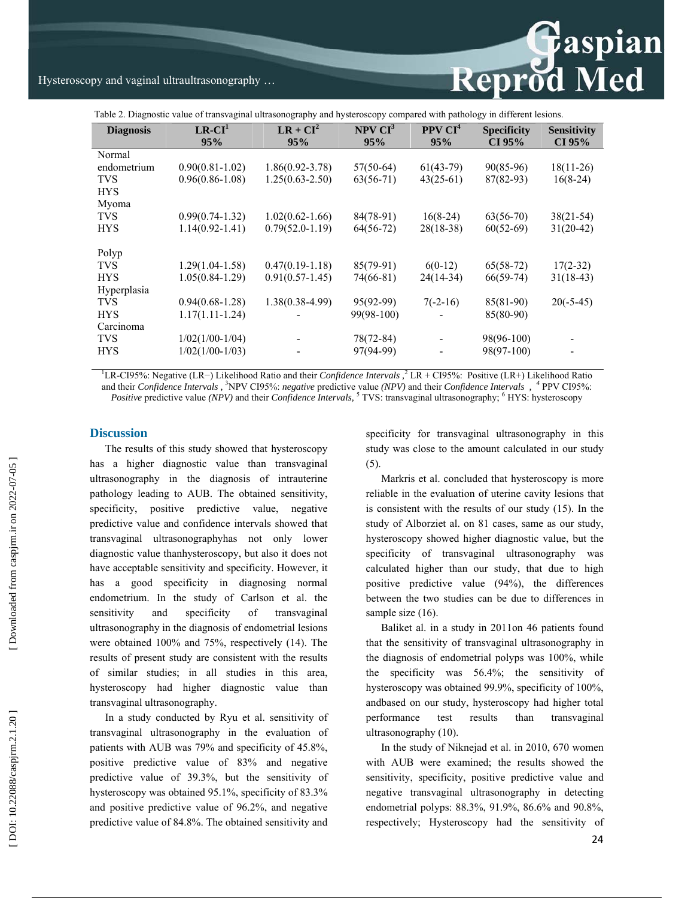Table 2. Diagnostic value of transvaginal ultrasonography and hysteroscopy compared with pathology in different lesions.

| Diagnosis | LR-CI[1] 95% | LR + CI[2] 95% | NPV CI[3] 95% | PPV CI[4] 95% | Specificity CI 95% | Sensitivity CI 95% |
|---|---|---|---|---|---|---|
| Normal endometrium | | | | | | |
| TVS | 0.90(0.81-1.02) | 1.86(0.92-3.78) | 57(50-64) | 61(43-79) | 90(85-96) | 18(11-26) |
| HYS | 0.96(0.86-1.08) | 1.25(0.63-2.50) | 63(56-71) | 43(25-61) | 87(82-93) | 16(8-24) |
| Myoma | | | | | | |
| TVS | 0.99(0.74-1.32) | 1.02(0.62-1.66) | 84(78-91) | 16(8-24) | 63(56-70) | 38(21-54) |
| HYS | 1.14(0.92-1.41) | 0.79(52.0-1.19) | 64(56-72) | 28(18-38) | 60(52-69) | 31(20-42) |
| Polyp | | | | | | |
| TVS | 1.29(1.04-1.58) | 0.47(0.19-1.18) | 85(79-91) | 6(0-12) | 65(58-72) | 17(2-32) |
| HYS | 1.05(0.84-1.29) | 0.91(0.57-1.45) | 74(66-81) | 24(14-34) | 66(59-74) | 31(18-43) |
| Hyperplasia | | | | | | |
| TVS | 0.94(0.68-1.28) | 1.38(0.38-4.99) | 95(92-99) | 7(-2-16) | 85(81-90) | 20(-5-45) |
| HYS | 1.17(1.11-1.24) | - | 99(98-100) | - | 85(80-90) | |
| Carcinoma | | | | | | |
| TVS | 1/02(1/00-1/04) | - | 78(72-84) | - | 98(96-100) | - |
| HYS | 1/02(1/00-1/03) | - | 97(94-99) | - | 98(97-100) | - |

[1]LR-CI95%: Negative (LR−) Likelihood Ratio and their *Confidence Intervals* ,[2] LR + CI95%: Positive (LR+) Likelihood Ratio and their *Confidence Intervals* , [3]NPV CI95%: *negative* predictive value *(NPV)* and their *Confidence Intervals* , [4] PPV CI95%: *Positive* predictive value *(NPV)* and their *Confidence Intervals,* [5] TVS: transvaginal ultrasonography; [6] HYS: hysteroscopy

## Discussion

The results of this study showed that hysteroscopy has a higher diagnostic value than transvaginal ultrasonography in the diagnosis of intrauterine pathology leading to AUB. The obtained sensitivity, specificity, positive predictive value, negative predictive value and confidence intervals showed that transvaginal ultrasonographyhas not only lower diagnostic value thanhysteroscopy, but also it does not have acceptable sensitivity and specificity. However, it has a good specificity in diagnosing normal endometrium. In the study of Carlson et al. the sensitivity and specificity of transvaginal ultrasonography in the diagnosis of endometrial lesions were obtained 100% and 75%, respectively (14). The results of present study are consistent with the results of similar studies; in all studies in this area, hysteroscopy had higher diagnostic value than transvaginal ultrasonography.

In a study conducted by Ryu et al. sensitivity of transvaginal ultrasonography in the evaluation of patients with AUB was 79% and specificity of 45.8%, positive predictive value of 83% and negative predictive value of 39.3%, but the sensitivity of hysteroscopy was obtained 95.1%, specificity of 83.3% and positive predictive value of 96.2%, and negative predictive value of 84.8%. The obtained sensitivity and specificity for transvaginal ultrasonography in this study was close to the amount calculated in our study (5).

Markris et al. concluded that hysteroscopy is more reliable in the evaluation of uterine cavity lesions that is consistent with the results of our study (15). In the study of Alborziet al. on 81 cases, same as our study, hysteroscopy showed higher diagnostic value, but the specificity of transvaginal ultrasonography was calculated higher than our study, that due to high positive predictive value (94%), the differences between the two studies can be due to differences in sample size (16).

Baliket al. in a study in 2011on 46 patients found that the sensitivity of transvaginal ultrasonography in the diagnosis of endometrial polyps was 100%, while the specificity was 56.4%; the sensitivity of hysteroscopy was obtained 99.9%, specificity of 100%, andbased on our study, hysteroscopy had higher total performance test results than transvaginal ultrasonography (10).

In the study of Niknejad et al. in 2010, 670 women with AUB were examined; the results showed the sensitivity, specificity, positive predictive value and negative transvaginal ultrasonography in detecting endometrial polyps: 88.3%, 91.9%, 86.6% and 90.8%, respectively; Hysteroscopy had the sensitivity of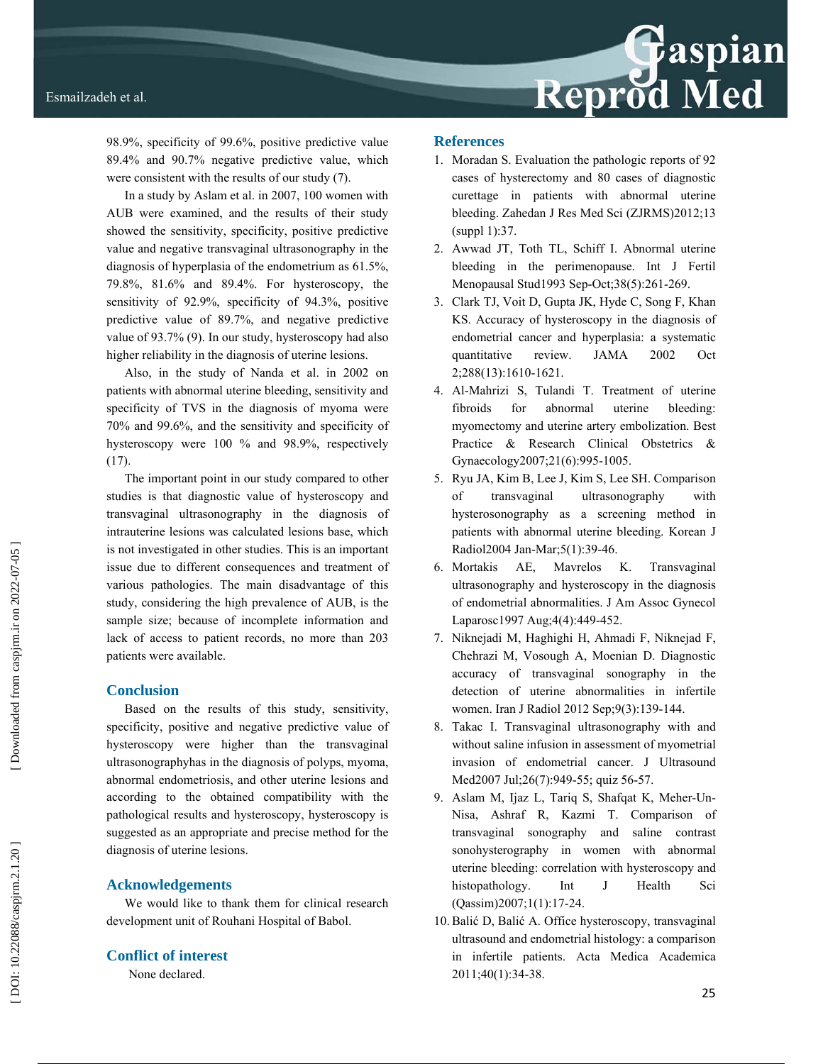98.9%, specificity of 99.6%, positive predictive value 89.4% and 90.7% negative predictive value, which were consistent with the results of our study (7).

In a study by Aslam et al. in 2007, 100 women with AUB were examined, and the results of their study showed the sensitivity, specificity, positive predictive value and negative transvaginal ultrasonography in the diagnosis of hyperplasia of the endometrium as 61.5%, 79.8%, 81.6% and 89.4%. For hysteroscopy, the sensitivity of 92.9%, specificity of 94.3%, positive predictive value of 89.7%, and negative predictive value of 93.7% (9). In our study, hysteroscopy had also higher reliability in the diagnosis of uterine lesions.

Also, in the study of Nanda et al. in 2002 on patients with abnormal uterine bleeding, sensitivity and specificity of TVS in the diagnosis of myoma were 70% and 99.6%, and the sensitivity and specificity of hysteroscopy were 100 % and 98.9%, respectively (17).

The important point in our study compared to other studies is that diagnostic value of hysteroscopy and transvaginal ultrasonography in the diagnosis of intrauterine lesions was calculated lesions base, which is not investigated in other studies. This is an important issue due to different consequences and treatment of various pathologies. The main disadvantage of this study, considering the high prevalence of AUB, is the sample size; because of incomplete information and lack of access to patient records, no more than 203 patients were available.

## Conclusion

Based on the results of this study, sensitivity, specificity, positive and negative predictive value of hysteroscopy were higher than the transvaginal ultrasonographyhas in the diagnosis of polyps, myoma, abnormal endometriosis, and other uterine lesions and according to the obtained compatibility with the pathological results and hysteroscopy, hysteroscopy is suggested as an appropriate and precise method for the diagnosis of uterine lesions.

## Acknowledgements

We would like to thank them for clinical research development unit of Rouhani Hospital of Babol.

## Conflict of interest

None declared.

## References

1. Moradan S. Evaluation the pathologic reports of 92 cases of hysterectomy and 80 cases of diagnostic curettage in patients with abnormal uterine bleeding. Zahedan J Res Med Sci (ZJRMS)2012;13 (suppl 1):37.
2. Awwad JT, Toth TL, Schiff I. Abnormal uterine bleeding in the perimenopause. Int J Fertil Menopausal Stud1993 Sep-Oct;38(5):261-269.
3. Clark TJ, Voit D, Gupta JK, Hyde C, Song F, Khan KS. Accuracy of hysteroscopy in the diagnosis of endometrial cancer and hyperplasia: a systematic quantitative review. JAMA 2002 Oct 2;288(13):1610-1621.
4. Al-Mahrizi S, Tulandi T. Treatment of uterine fibroids for abnormal uterine bleeding: myomectomy and uterine artery embolization. Best Practice & Research Clinical Obstetrics & Gynaecology2007;21(6):995-1005.
5. Ryu JA, Kim B, Lee J, Kim S, Lee SH. Comparison of transvaginal ultrasonography with hysterosonography as a screening method in patients with abnormal uterine bleeding. Korean J Radiol2004 Jan-Mar;5(1):39-46.
6. Mortakis AE, Mavrelos K. Transvaginal ultrasonography and hysteroscopy in the diagnosis of endometrial abnormalities. J Am Assoc Gynecol Laparosc1997 Aug;4(4):449-452.
7. Niknejadi M, Haghighi H, Ahmadi F, Niknejad F, Chehrazi M, Vosough A, Moenian D. Diagnostic accuracy of transvaginal sonography in the detection of uterine abnormalities in infertile women. Iran J Radiol 2012 Sep;9(3):139-144.
8. Takac I. Transvaginal ultrasonography with and without saline infusion in assessment of myometrial invasion of endometrial cancer. J Ultrasound Med2007 Jul;26(7):949-55; quiz 56-57.
9. Aslam M, Ijaz L, Tariq S, Shafqat K, Meher-Un-Nisa, Ashraf R, Kazmi T. Comparison of transvaginal sonography and saline contrast sonohysterography in women with abnormal uterine bleeding: correlation with hysteroscopy and histopathology. Int J Health Sci (Qassim)2007;1(1):17-24.
10. Balić D, Balić A. Office hysteroscopy, transvaginal ultrasound and endometrial histology: a comparison in infertile patients. Acta Medica Academica 2011;40(1):34-38.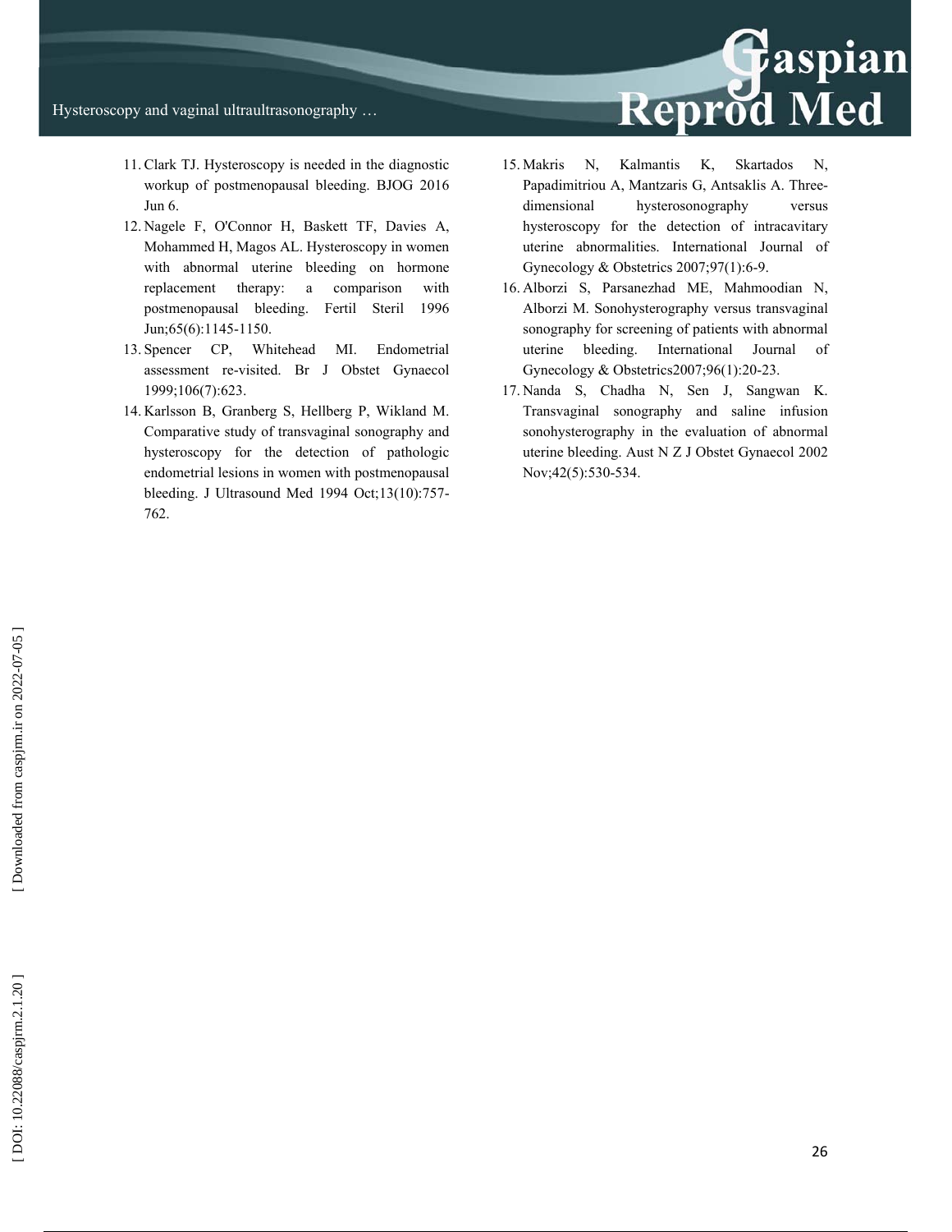11. Clark TJ. Hysteroscopy is needed in the diagnostic workup of postmenopausal bleeding. BJOG 2016 Jun 6.
12. Nagele F, O'Connor H, Baskett TF, Davies A, Mohammed H, Magos AL. Hysteroscopy in women with abnormal uterine bleeding on hormone replacement therapy: a comparison with postmenopausal bleeding. Fertil Steril 1996 Jun;65(6):1145-1150.
13. Spencer CP, Whitehead MI. Endometrial assessment re-visited. Br J Obstet Gynaecol 1999;106(7):623.
14. Karlsson B, Granberg S, Hellberg P, Wikland M. Comparative study of transvaginal sonography and hysteroscopy for the detection of pathologic endometrial lesions in women with postmenopausal bleeding. J Ultrasound Med 1994 Oct;13(10):757-762.
15. Makris N, Kalmantis K, Skartados N, Papadimitriou A, Mantzaris G, Antsaklis A. Three-dimensional hysterosonography versus hysteroscopy for the detection of intracavitary uterine abnormalities. International Journal of Gynecology & Obstetrics 2007;97(1):6-9.
16. Alborzi S, Parsanezhad ME, Mahmoodian N, Alborzi M. Sonohysterography versus transvaginal sonography for screening of patients with abnormal uterine bleeding. International Journal of Gynecology & Obstetrics2007;96(1):20-23.
17. Nanda S, Chadha N, Sen J, Sangwan K. Transvaginal sonography and saline infusion sonohysterography in the evaluation of abnormal uterine bleeding. Aust N Z J Obstet Gynaecol 2002 Nov;42(5):530-534.